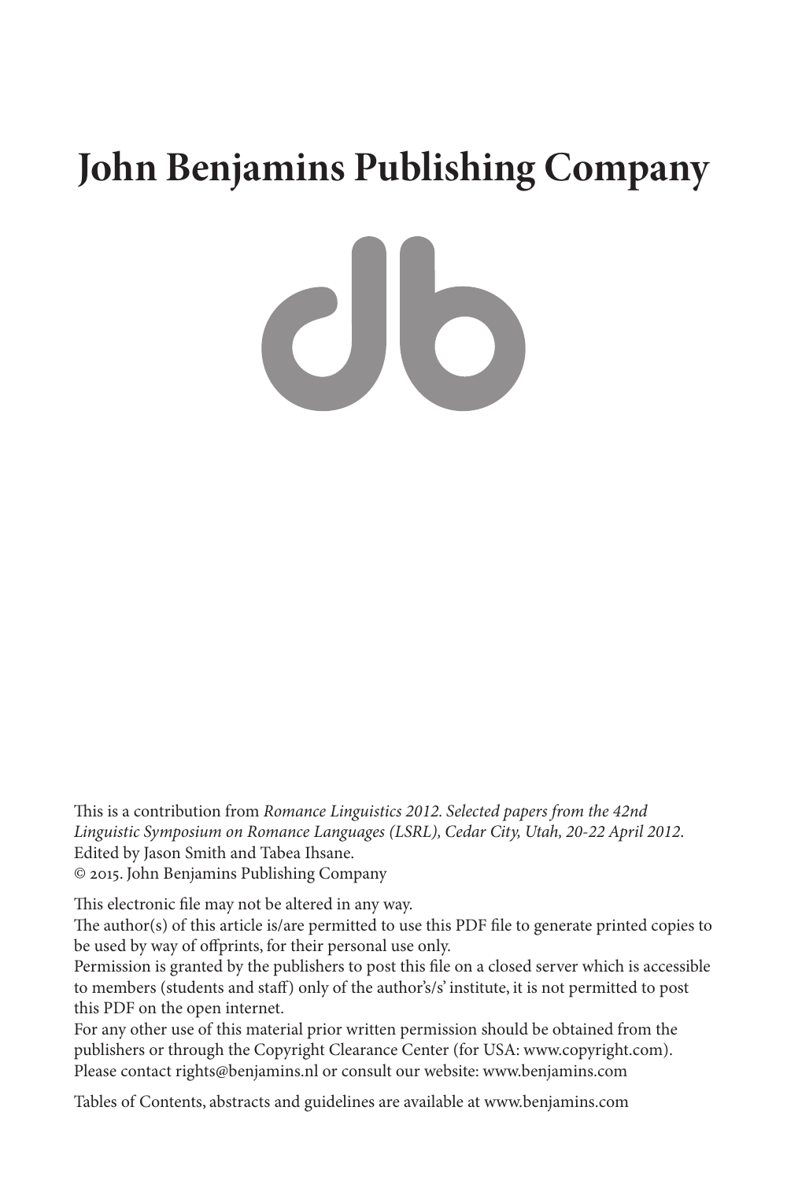# John Benjamins Publishing Company

This is a contribution from *Romance Linguistics 2012. Selected papers from the 42nd Linguistic Symposium on Romance Languages (LSRL), Cedar City, Utah, 20-22 April 2012.*
Edited by Jason Smith and Tabea Ihsane.
© 2015. John Benjamins Publishing Company

This electronic file may not be altered in any way.
The author(s) of this article is/are permitted to use this PDF file to generate printed copies to be used by way of offprints, for their personal use only.
Permission is granted by the publishers to post this file on a closed server which is accessible to members (students and staff) only of the author's/s' institute, it is not permitted to post this PDF on the open internet.
For any other use of this material prior written permission should be obtained from the publishers or through the Copyright Clearance Center (for USA: www.copyright.com).
Please contact rights@benjamins.nl or consult our website: www.benjamins.com

Tables of Contents, abstracts and guidelines are available at www.benjamins.com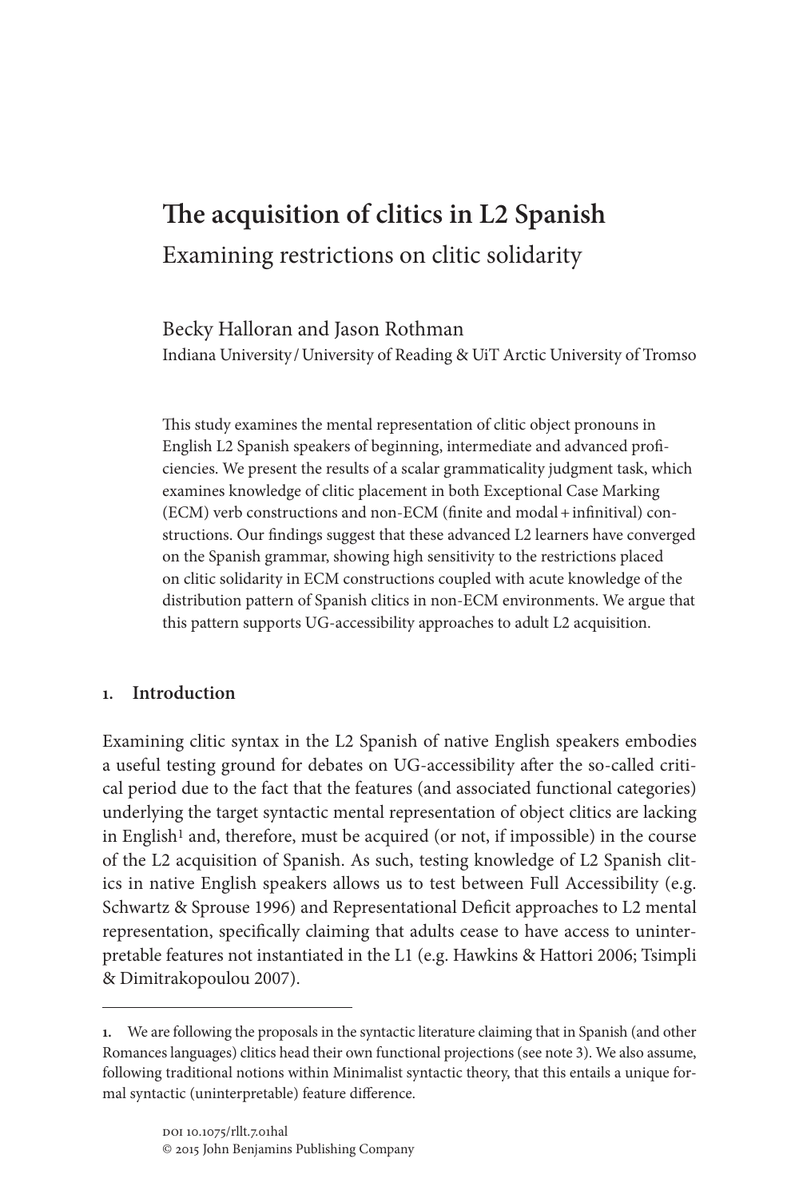# The acquisition of clitics in L2 Spanish

## Examining restrictions on clitic solidarity

Becky Halloran and Jason Rothman

Indiana University / University of Reading & UiT Arctic University of Tromso

This study examines the mental representation of clitic object pronouns in English L2 Spanish speakers of beginning, intermediate and advanced proficiencies. We present the results of a scalar grammaticality judgment task, which examines knowledge of clitic placement in both Exceptional Case Marking (ECM) verb constructions and non-ECM (finite and modal + infinitival) constructions. Our findings suggest that these advanced L2 learners have converged on the Spanish grammar, showing high sensitivity to the restrictions placed on clitic solidarity in ECM constructions coupled with acute knowledge of the distribution pattern of Spanish clitics in non-ECM environments. We argue that this pattern supports UG-accessibility approaches to adult L2 acquisition.

## 1. Introduction

Examining clitic syntax in the L2 Spanish of native English speakers embodies a useful testing ground for debates on UG-accessibility after the so-called critical period due to the fact that the features (and associated functional categories) underlying the target syntactic mental representation of object clitics are lacking in English[1] and, therefore, must be acquired (or not, if impossible) in the course of the L2 acquisition of Spanish. As such, testing knowledge of L2 Spanish clitics in native English speakers allows us to test between Full Accessibility (e.g. Schwartz & Sprouse 1996) and Representational Deficit approaches to L2 mental representation, specifically claiming that adults cease to have access to uninterpretable features not instantiated in the L1 (e.g. Hawkins & Hattori 2006; Tsimpli & Dimitrakopoulou 2007).

1. We are following the proposals in the syntactic literature claiming that in Spanish (and other Romances languages) clitics head their own functional projections (see note 3). We also assume, following traditional notions within Minimalist syntactic theory, that this entails a unique formal syntactic (uninterpretable) feature difference.

DOI 10.1075/rllt.7.01hal
© 2015 John Benjamins Publishing Company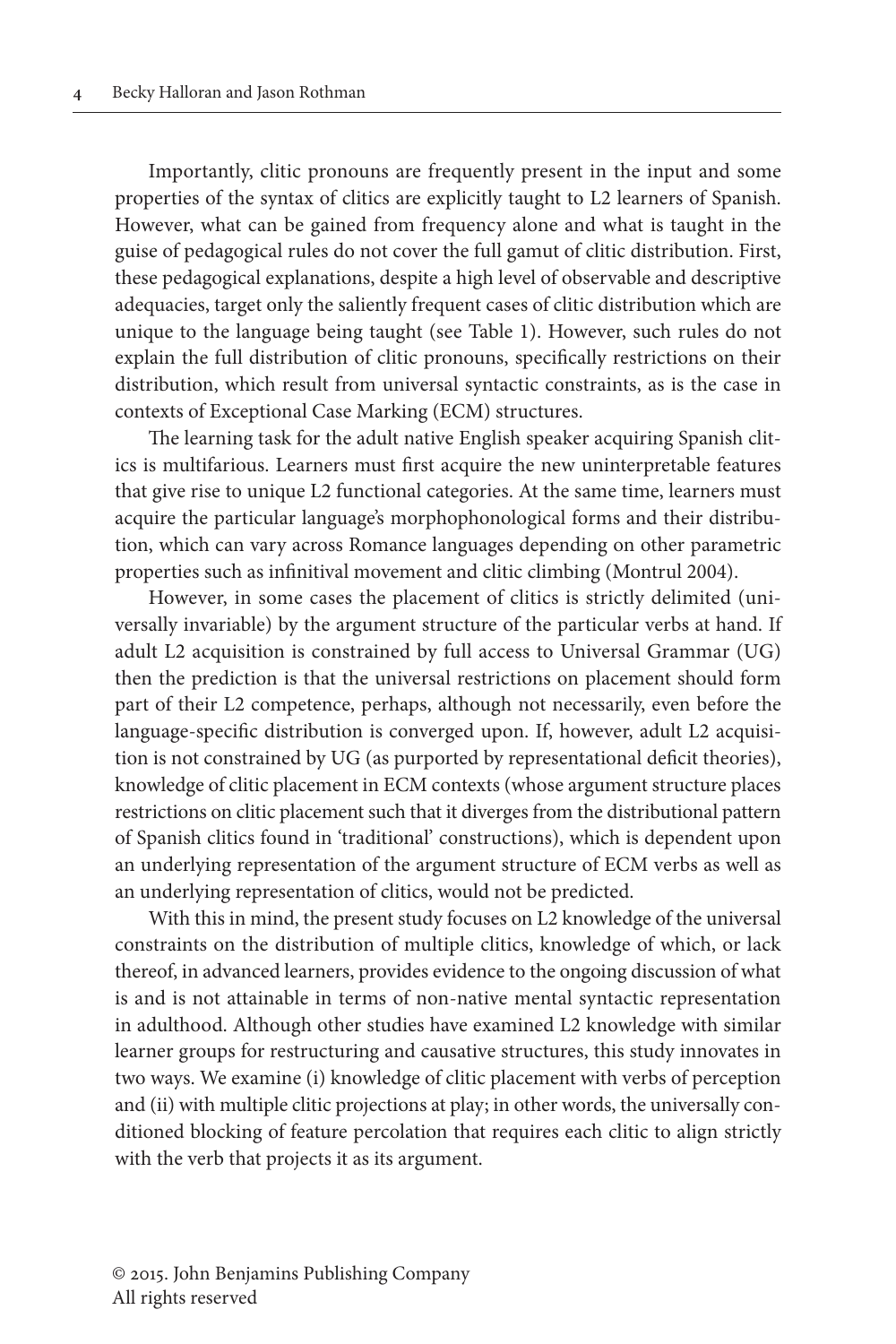Importantly, clitic pronouns are frequently present in the input and some properties of the syntax of clitics are explicitly taught to L2 learners of Spanish. However, what can be gained from frequency alone and what is taught in the guise of pedagogical rules do not cover the full gamut of clitic distribution. First, these pedagogical explanations, despite a high level of observable and descriptive adequacies, target only the saliently frequent cases of clitic distribution which are unique to the language being taught (see Table 1). However, such rules do not explain the full distribution of clitic pronouns, specifically restrictions on their distribution, which result from universal syntactic constraints, as is the case in contexts of Exceptional Case Marking (ECM) structures.

The learning task for the adult native English speaker acquiring Spanish clitics is multifarious. Learners must first acquire the new uninterpretable features that give rise to unique L2 functional categories. At the same time, learners must acquire the particular language's morphophonological forms and their distribution, which can vary across Romance languages depending on other parametric properties such as infinitival movement and clitic climbing (Montrul 2004).

However, in some cases the placement of clitics is strictly delimited (universally invariable) by the argument structure of the particular verbs at hand. If adult L2 acquisition is constrained by full access to Universal Grammar (UG) then the prediction is that the universal restrictions on placement should form part of their L2 competence, perhaps, although not necessarily, even before the language-specific distribution is converged upon. If, however, adult L2 acquisition is not constrained by UG (as purported by representational deficit theories), knowledge of clitic placement in ECM contexts (whose argument structure places restrictions on clitic placement such that it diverges from the distributional pattern of Spanish clitics found in 'traditional' constructions), which is dependent upon an underlying representation of the argument structure of ECM verbs as well as an underlying representation of clitics, would not be predicted.

With this in mind, the present study focuses on L2 knowledge of the universal constraints on the distribution of multiple clitics, knowledge of which, or lack thereof, in advanced learners, provides evidence to the ongoing discussion of what is and is not attainable in terms of non-native mental syntactic representation in adulthood. Although other studies have examined L2 knowledge with similar learner groups for restructuring and causative structures, this study innovates in two ways. We examine (i) knowledge of clitic placement with verbs of perception and (ii) with multiple clitic projections at play; in other words, the universally conditioned blocking of feature percolation that requires each clitic to align strictly with the verb that projects it as its argument.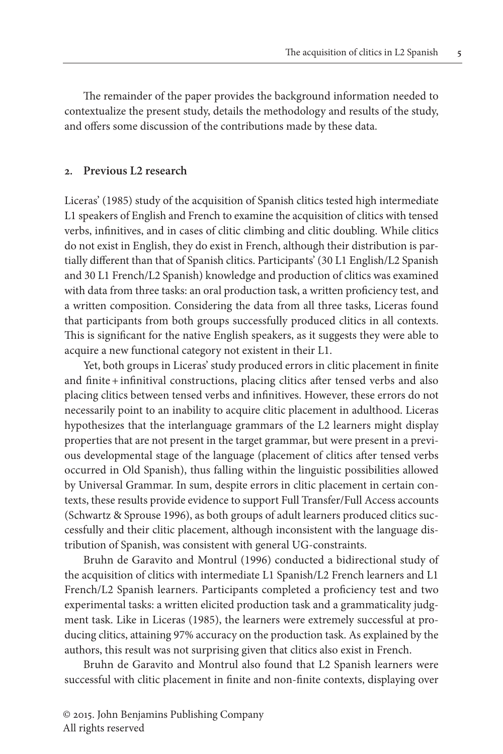The remainder of the paper provides the background information needed to contextualize the present study, details the methodology and results of the study, and offers some discussion of the contributions made by these data.

## 2. Previous L2 research

Liceras' (1985) study of the acquisition of Spanish clitics tested high intermediate L1 speakers of English and French to examine the acquisition of clitics with tensed verbs, infinitives, and in cases of clitic climbing and clitic doubling. While clitics do not exist in English, they do exist in French, although their distribution is partially different than that of Spanish clitics. Participants' (30 L1 English/L2 Spanish and 30 L1 French/L2 Spanish) knowledge and production of clitics was examined with data from three tasks: an oral production task, a written proficiency test, and a written composition. Considering the data from all three tasks, Liceras found that participants from both groups successfully produced clitics in all contexts. This is significant for the native English speakers, as it suggests they were able to acquire a new functional category not existent in their L1.

Yet, both groups in Liceras' study produced errors in clitic placement in finite and finite + infinitival constructions, placing clitics after tensed verbs and also placing clitics between tensed verbs and infinitives. However, these errors do not necessarily point to an inability to acquire clitic placement in adulthood. Liceras hypothesizes that the interlanguage grammars of the L2 learners might display properties that are not present in the target grammar, but were present in a previous developmental stage of the language (placement of clitics after tensed verbs occurred in Old Spanish), thus falling within the linguistic possibilities allowed by Universal Grammar. In sum, despite errors in clitic placement in certain contexts, these results provide evidence to support Full Transfer/Full Access accounts (Schwartz & Sprouse 1996), as both groups of adult learners produced clitics successfully and their clitic placement, although inconsistent with the language distribution of Spanish, was consistent with general UG-constraints.

Bruhn de Garavito and Montrul (1996) conducted a bidirectional study of the acquisition of clitics with intermediate L1 Spanish/L2 French learners and L1 French/L2 Spanish learners. Participants completed a proficiency test and two experimental tasks: a written elicited production task and a grammaticality judgment task. Like in Liceras (1985), the learners were extremely successful at producing clitics, attaining 97% accuracy on the production task. As explained by the authors, this result was not surprising given that clitics also exist in French.

Bruhn de Garavito and Montrul also found that L2 Spanish learners were successful with clitic placement in finite and non-finite contexts, displaying over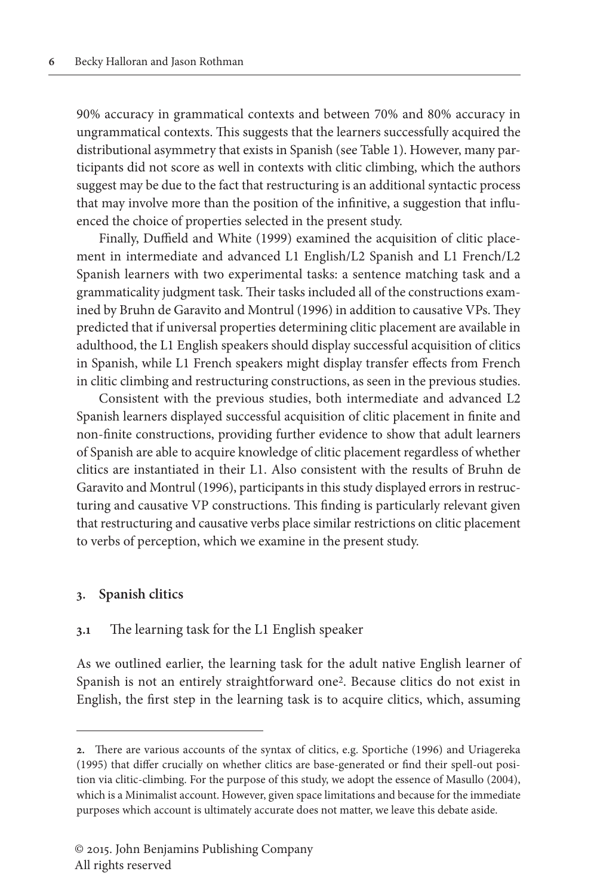90% accuracy in grammatical contexts and between 70% and 80% accuracy in ungrammatical contexts. This suggests that the learners successfully acquired the distributional asymmetry that exists in Spanish (see Table 1). However, many participants did not score as well in contexts with clitic climbing, which the authors suggest may be due to the fact that restructuring is an additional syntactic process that may involve more than the position of the infinitive, a suggestion that influenced the choice of properties selected in the present study.

Finally, Duffield and White (1999) examined the acquisition of clitic placement in intermediate and advanced L1 English/L2 Spanish and L1 French/L2 Spanish learners with two experimental tasks: a sentence matching task and a grammaticality judgment task. Their tasks included all of the constructions examined by Bruhn de Garavito and Montrul (1996) in addition to causative VPs. They predicted that if universal properties determining clitic placement are available in adulthood, the L1 English speakers should display successful acquisition of clitics in Spanish, while L1 French speakers might display transfer effects from French in clitic climbing and restructuring constructions, as seen in the previous studies.

Consistent with the previous studies, both intermediate and advanced L2 Spanish learners displayed successful acquisition of clitic placement in finite and non-finite constructions, providing further evidence to show that adult learners of Spanish are able to acquire knowledge of clitic placement regardless of whether clitics are instantiated in their L1. Also consistent with the results of Bruhn de Garavito and Montrul (1996), participants in this study displayed errors in restructuring and causative VP constructions. This finding is particularly relevant given that restructuring and causative verbs place similar restrictions on clitic placement to verbs of perception, which we examine in the present study.

## 3. Spanish clitics

### 3.1 The learning task for the L1 English speaker

As we outlined earlier, the learning task for the adult native English learner of Spanish is not an entirely straightforward one[2]. Because clitics do not exist in English, the first step in the learning task is to acquire clitics, which, assuming

---

2. There are various accounts of the syntax of clitics, e.g. Sportiche (1996) and Uriagereka (1995) that differ crucially on whether clitics are base-generated or find their spell-out position via clitic-climbing. For the purpose of this study, we adopt the essence of Masullo (2004), which is a Minimalist account. However, given space limitations and because for the immediate purposes which account is ultimately accurate does not matter, we leave this debate aside.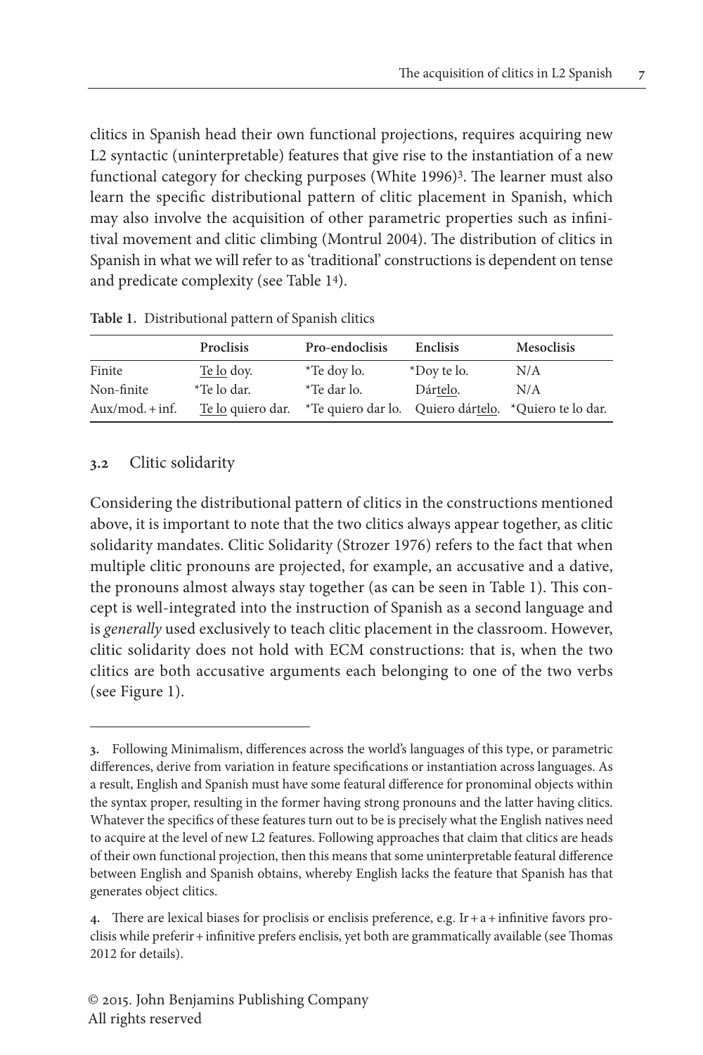clitics in Spanish head their own functional projections, requires acquiring new L2 syntactic (uninterpretable) features that give rise to the instantiation of a new functional category for checking purposes (White 1996)[3]. The learner must also learn the specific distributional pattern of clitic placement in Spanish, which may also involve the acquisition of other parametric properties such as infinitival movement and clitic climbing (Montrul 2004). The distribution of clitics in Spanish in what we will refer to as 'traditional' constructions is dependent on tense and predicate complexity (see Table 1[4]).

**Table 1.** Distributional pattern of Spanish clitics

| | Proclisis | Pro-endoclisis | Enclisis | Mesoclisis |
|---|---|---|---|---|
| Finite | <u>Te lo</u> doy. | *Te doy lo. | *Doy te lo. | N/A |
| Non-finite | *Te lo dar. | *Te dar lo. | Dár<u>telo</u>. | N/A |
| Aux/mod. + inf. | <u>Te lo</u> quiero dar. | *Te quiero dar lo. | Quiero dár<u>telo</u>. | *Quiero te lo dar. |

### 3.2 Clitic solidarity

Considering the distributional pattern of clitics in the constructions mentioned above, it is important to note that the two clitics always appear together, as clitic solidarity mandates. Clitic Solidarity (Strozer 1976) refers to the fact that when multiple clitic pronouns are projected, for example, an accusative and a dative, the pronouns almost always stay together (as can be seen in Table 1). This concept is well-integrated into the instruction of Spanish as a second language and is *generally* used exclusively to teach clitic placement in the classroom. However, clitic solidarity does not hold with ECM constructions: that is, when the two clitics are both accusative arguments each belonging to one of the two verbs (see Figure 1).

---

3. Following Minimalism, differences across the world's languages of this type, or parametric differences, derive from variation in feature specifications or instantiation across languages. As a result, English and Spanish must have some featural difference for pronominal objects within the syntax proper, resulting in the former having strong pronouns and the latter having clitics. Whatever the specifics of these features turn out to be is precisely what the English natives need to acquire at the level of new L2 features. Following approaches that claim that clitics are heads of their own functional projection, then this means that some uninterpretable featural difference between English and Spanish obtains, whereby English lacks the feature that Spanish has that generates object clitics.

4. There are lexical biases for proclisis or enclisis preference, e.g. Ir + a + infinitive favors proclisis while preferir + infinitive prefers enclisis, yet both are grammatically available (see Thomas 2012 for details).

© 2015. John Benjamins Publishing Company
All rights reserved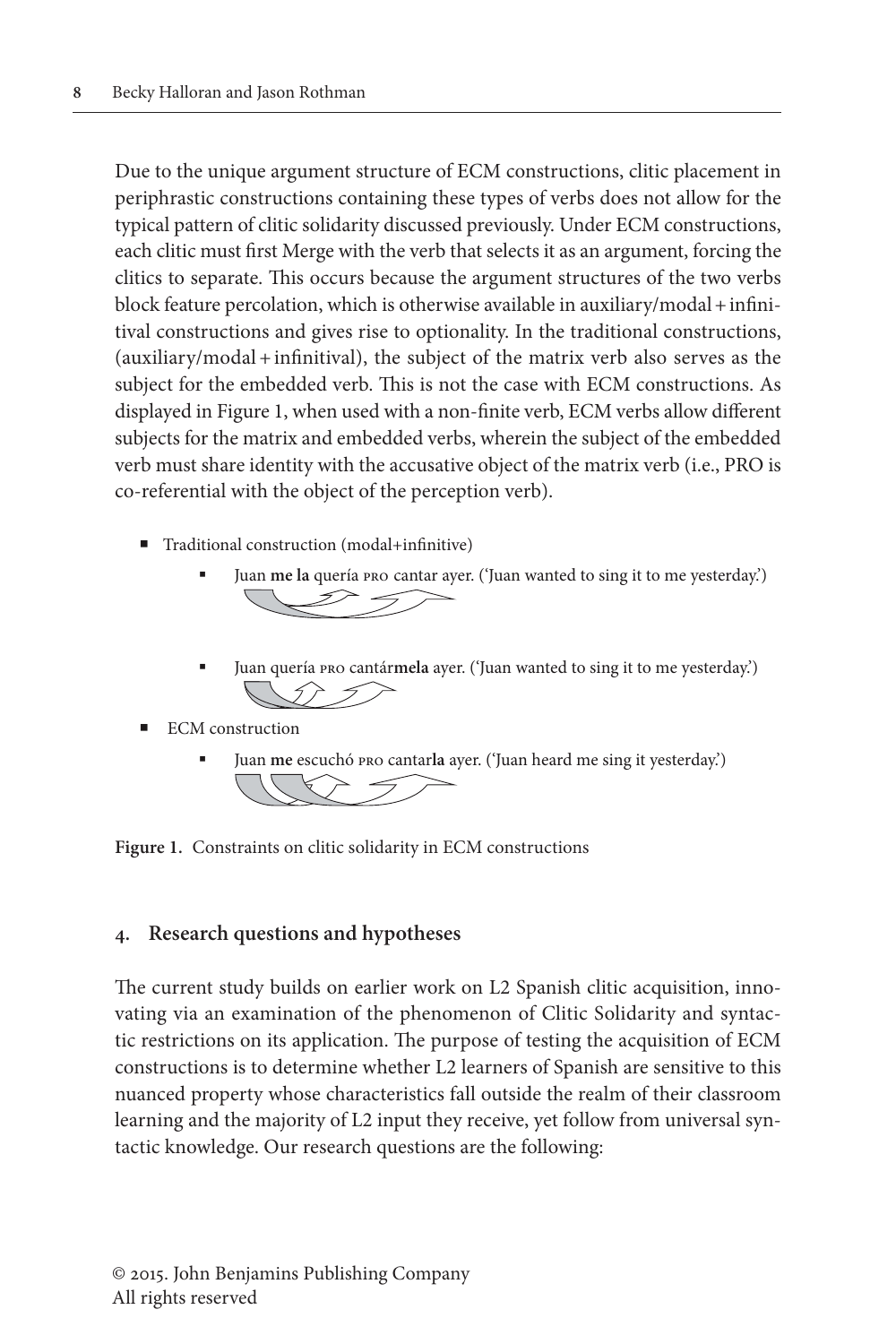Due to the unique argument structure of ECM constructions, clitic placement in periphrastic constructions containing these types of verbs does not allow for the typical pattern of clitic solidarity discussed previously. Under ECM constructions, each clitic must first Merge with the verb that selects it as an argument, forcing the clitics to separate. This occurs because the argument structures of the two verbs block feature percolation, which is otherwise available in auxiliary/modal + infinitival constructions and gives rise to optionality. In the traditional constructions, (auxiliary/modal + infinitival), the subject of the matrix verb also serves as the subject for the embedded verb. This is not the case with ECM constructions. As displayed in Figure 1, when used with a non-finite verb, ECM verbs allow different subjects for the matrix and embedded verbs, wherein the subject of the embedded verb must share identity with the accusative object of the matrix verb (i.e., PRO is co-referential with the object of the perception verb).

- Traditional construction (modal+infinitive)
  - Juan **me la** quería PRO cantar ayer. ('Juan wanted to sing it to me yesterday.')
  - Juan quería PRO cantár**mela** ayer. ('Juan wanted to sing it to me yesterday.')
- ECM construction
  - Juan **me** escuchó PRO cantar**la** ayer. ('Juan heard me sing it yesterday.')

**Figure 1.** Constraints on clitic solidarity in ECM constructions

## 4. Research questions and hypotheses

The current study builds on earlier work on L2 Spanish clitic acquisition, innovating via an examination of the phenomenon of Clitic Solidarity and syntactic restrictions on its application. The purpose of testing the acquisition of ECM constructions is to determine whether L2 learners of Spanish are sensitive to this nuanced property whose characteristics fall outside the realm of their classroom learning and the majority of L2 input they receive, yet follow from universal syntactic knowledge. Our research questions are the following: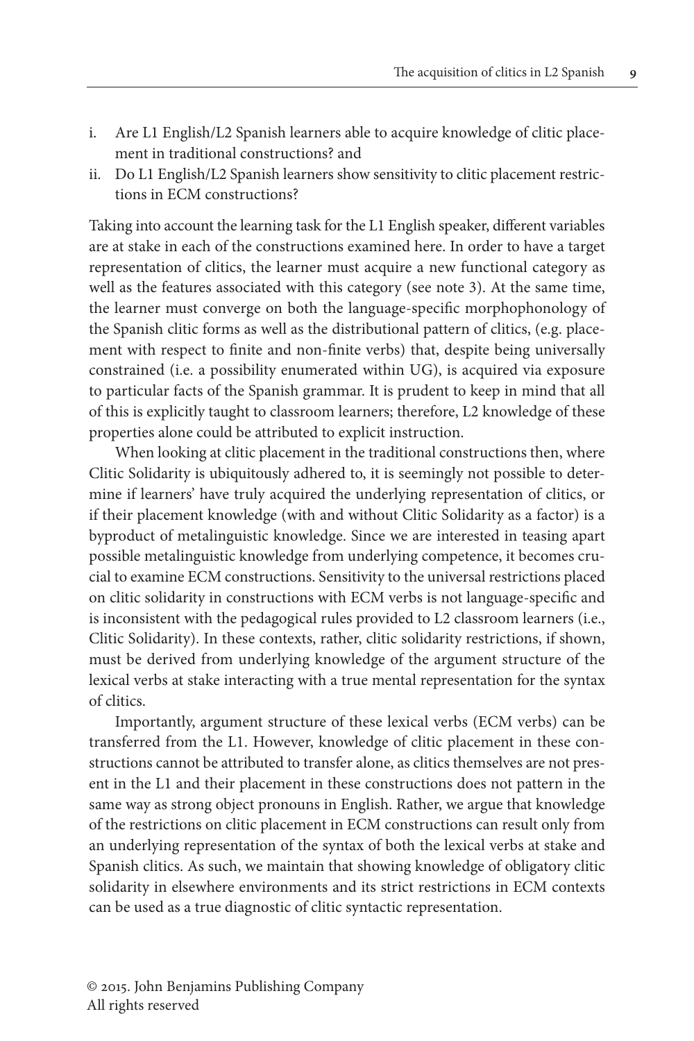i. Are L1 English/L2 Spanish learners able to acquire knowledge of clitic placement in traditional constructions? and
ii. Do L1 English/L2 Spanish learners show sensitivity to clitic placement restrictions in ECM constructions?

Taking into account the learning task for the L1 English speaker, different variables are at stake in each of the constructions examined here. In order to have a target representation of clitics, the learner must acquire a new functional category as well as the features associated with this category (see note 3). At the same time, the learner must converge on both the language-specific morphophonology of the Spanish clitic forms as well as the distributional pattern of clitics, (e.g. placement with respect to finite and non-finite verbs) that, despite being universally constrained (i.e. a possibility enumerated within UG), is acquired via exposure to particular facts of the Spanish grammar. It is prudent to keep in mind that all of this is explicitly taught to classroom learners; therefore, L2 knowledge of these properties alone could be attributed to explicit instruction.

When looking at clitic placement in the traditional constructions then, where Clitic Solidarity is ubiquitously adhered to, it is seemingly not possible to determine if learners' have truly acquired the underlying representation of clitics, or if their placement knowledge (with and without Clitic Solidarity as a factor) is a byproduct of metalinguistic knowledge. Since we are interested in teasing apart possible metalinguistic knowledge from underlying competence, it becomes crucial to examine ECM constructions. Sensitivity to the universal restrictions placed on clitic solidarity in constructions with ECM verbs is not language-specific and is inconsistent with the pedagogical rules provided to L2 classroom learners (i.e., Clitic Solidarity). In these contexts, rather, clitic solidarity restrictions, if shown, must be derived from underlying knowledge of the argument structure of the lexical verbs at stake interacting with a true mental representation for the syntax of clitics.

Importantly, argument structure of these lexical verbs (ECM verbs) can be transferred from the L1. However, knowledge of clitic placement in these constructions cannot be attributed to transfer alone, as clitics themselves are not present in the L1 and their placement in these constructions does not pattern in the same way as strong object pronouns in English. Rather, we argue that knowledge of the restrictions on clitic placement in ECM constructions can result only from an underlying representation of the syntax of both the lexical verbs at stake and Spanish clitics. As such, we maintain that showing knowledge of obligatory clitic solidarity in elsewhere environments and its strict restrictions in ECM contexts can be used as a true diagnostic of clitic syntactic representation.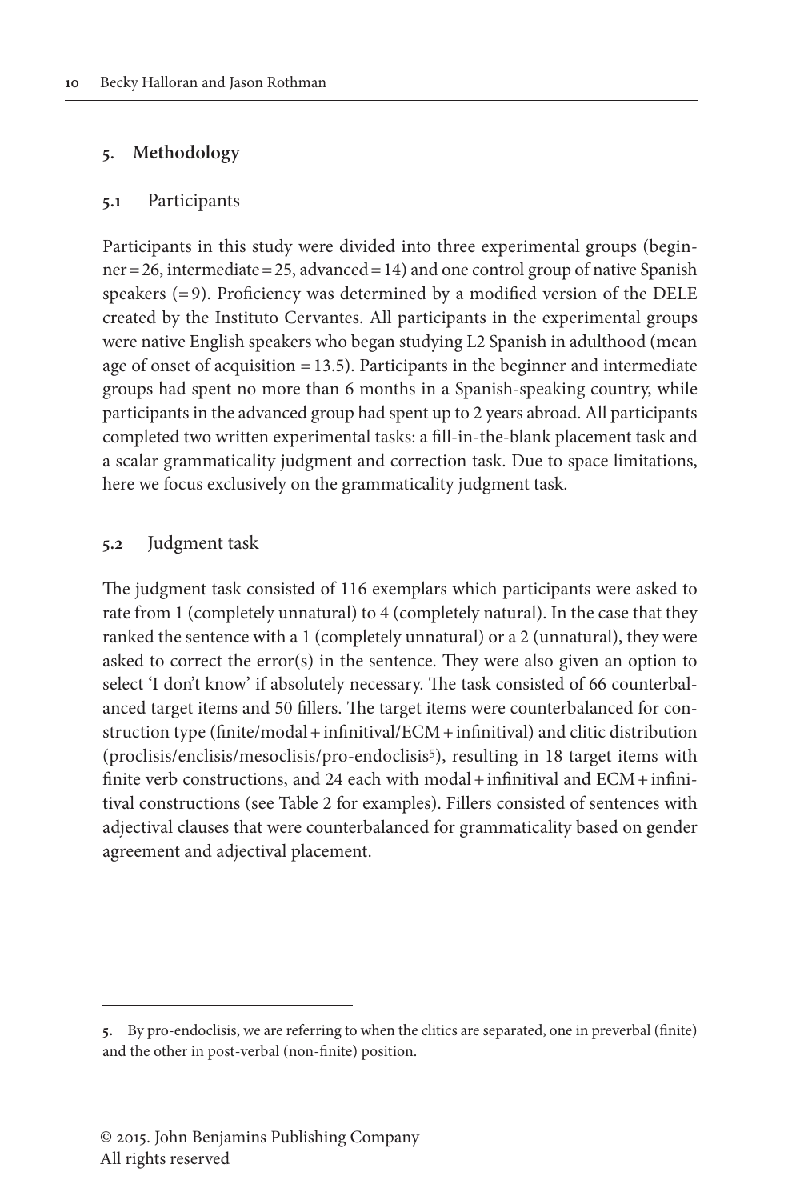## 5. Methodology

### 5.1 Participants

Participants in this study were divided into three experimental groups (beginner = 26, intermediate = 25, advanced = 14) and one control group of native Spanish speakers (= 9). Proficiency was determined by a modified version of the DELE created by the Instituto Cervantes. All participants in the experimental groups were native English speakers who began studying L2 Spanish in adulthood (mean age of onset of acquisition = 13.5). Participants in the beginner and intermediate groups had spent no more than 6 months in a Spanish-speaking country, while participants in the advanced group had spent up to 2 years abroad. All participants completed two written experimental tasks: a fill-in-the-blank placement task and a scalar grammaticality judgment and correction task. Due to space limitations, here we focus exclusively on the grammaticality judgment task.

### 5.2 Judgment task

The judgment task consisted of 116 exemplars which participants were asked to rate from 1 (completely unnatural) to 4 (completely natural). In the case that they ranked the sentence with a 1 (completely unnatural) or a 2 (unnatural), they were asked to correct the error(s) in the sentence. They were also given an option to select 'I don't know' if absolutely necessary. The task consisted of 66 counterbalanced target items and 50 fillers. The target items were counterbalanced for construction type (finite/modal + infinitival/ECM + infinitival) and clitic distribution (proclisis/enclisis/mesoclisis/pro-endoclisis[5]), resulting in 18 target items with finite verb constructions, and 24 each with modal + infinitival and ECM + infinitival constructions (see Table 2 for examples). Fillers consisted of sentences with adjectival clauses that were counterbalanced for grammaticality based on gender agreement and adjectival placement.

---

5. By pro-endoclisis, we are referring to when the clitics are separated, one in preverbal (finite) and the other in post-verbal (non-finite) position.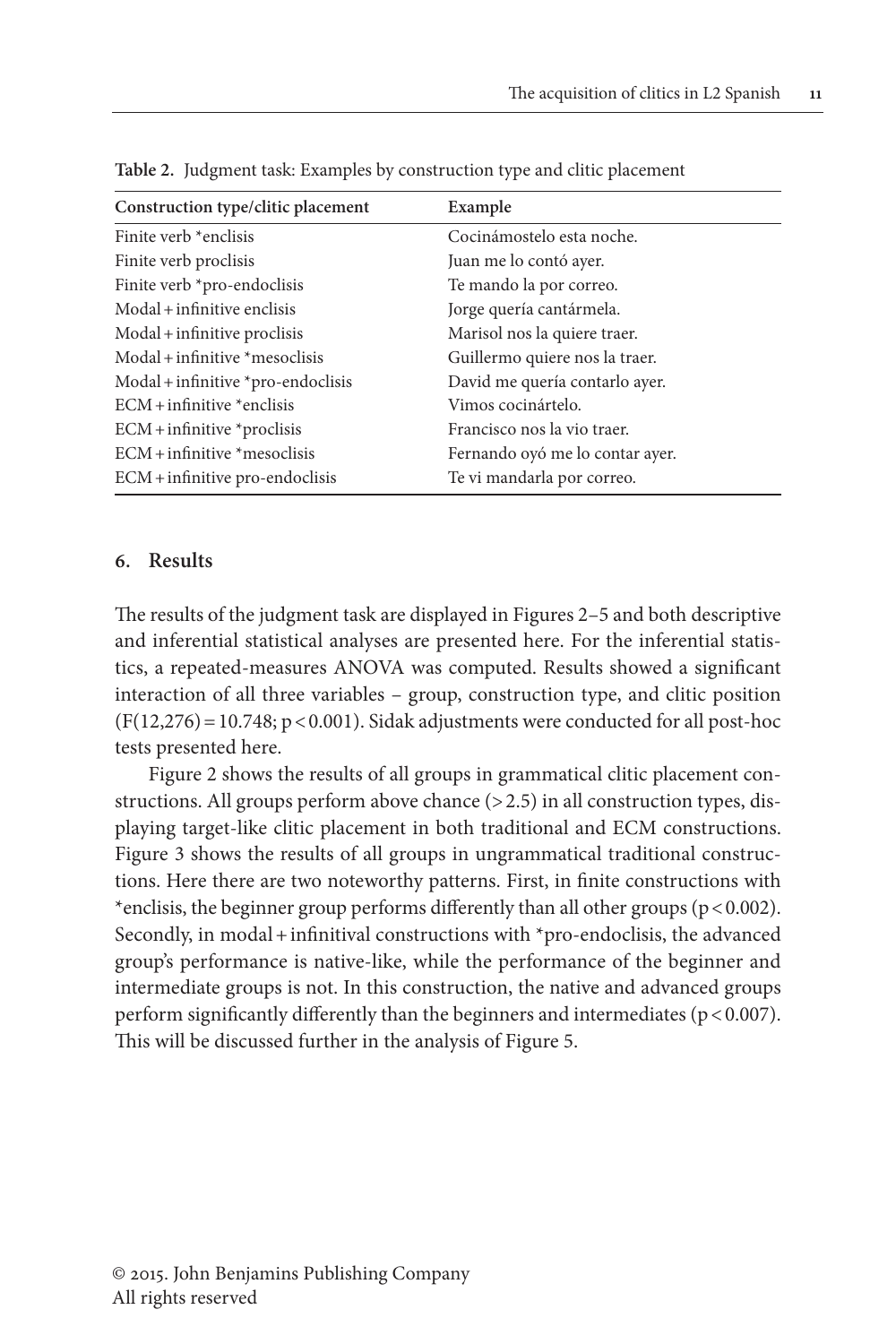**Table 2.** Judgment task: Examples by construction type and clitic placement

| Construction type/clitic placement | Example |
| --- | --- |
| Finite verb *enclisis | Cocinámostelo esta noche. |
| Finite verb proclisis | Juan me lo contó ayer. |
| Finite verb *pro-endoclisis | Te mando la por correo. |
| Modal + infinitive enclisis | Jorge quería cantármela. |
| Modal + infinitive proclisis | Marisol nos la quiere traer. |
| Modal + infinitive *mesoclisis | Guillermo quiere nos la traer. |
| Modal + infinitive *pro-endoclisis | David me quería contarlo ayer. |
| ECM + infinitive *enclisis | Vimos cocinártelo. |
| ECM + infinitive *proclisis | Francisco nos la vio traer. |
| ECM + infinitive *mesoclisis | Fernando oyó me lo contar ayer. |
| ECM + infinitive pro-endoclisis | Te vi mandarla por correo. |

## 6. Results

The results of the judgment task are displayed in Figures 2–5 and both descriptive and inferential statistical analyses are presented here. For the inferential statistics, a repeated-measures ANOVA was computed. Results showed a significant interaction of all three variables – group, construction type, and clitic position ($F(12,276) = 10.748$; $p < 0.001$). Sidak adjustments were conducted for all post-hoc tests presented here.

Figure 2 shows the results of all groups in grammatical clitic placement constructions. All groups perform above chance ($> 2.5$) in all construction types, displaying target-like clitic placement in both traditional and ECM constructions. Figure 3 shows the results of all groups in ungrammatical traditional constructions. Here there are two noteworthy patterns. First, in finite constructions with *enclisis, the beginner group performs differently than all other groups ($p < 0.002$). Secondly, in modal + infinitival constructions with *pro-endoclisis, the advanced group's performance is native-like, while the performance of the beginner and intermediate groups is not. In this construction, the native and advanced groups perform significantly differently than the beginners and intermediates ($p < 0.007$). This will be discussed further in the analysis of Figure 5.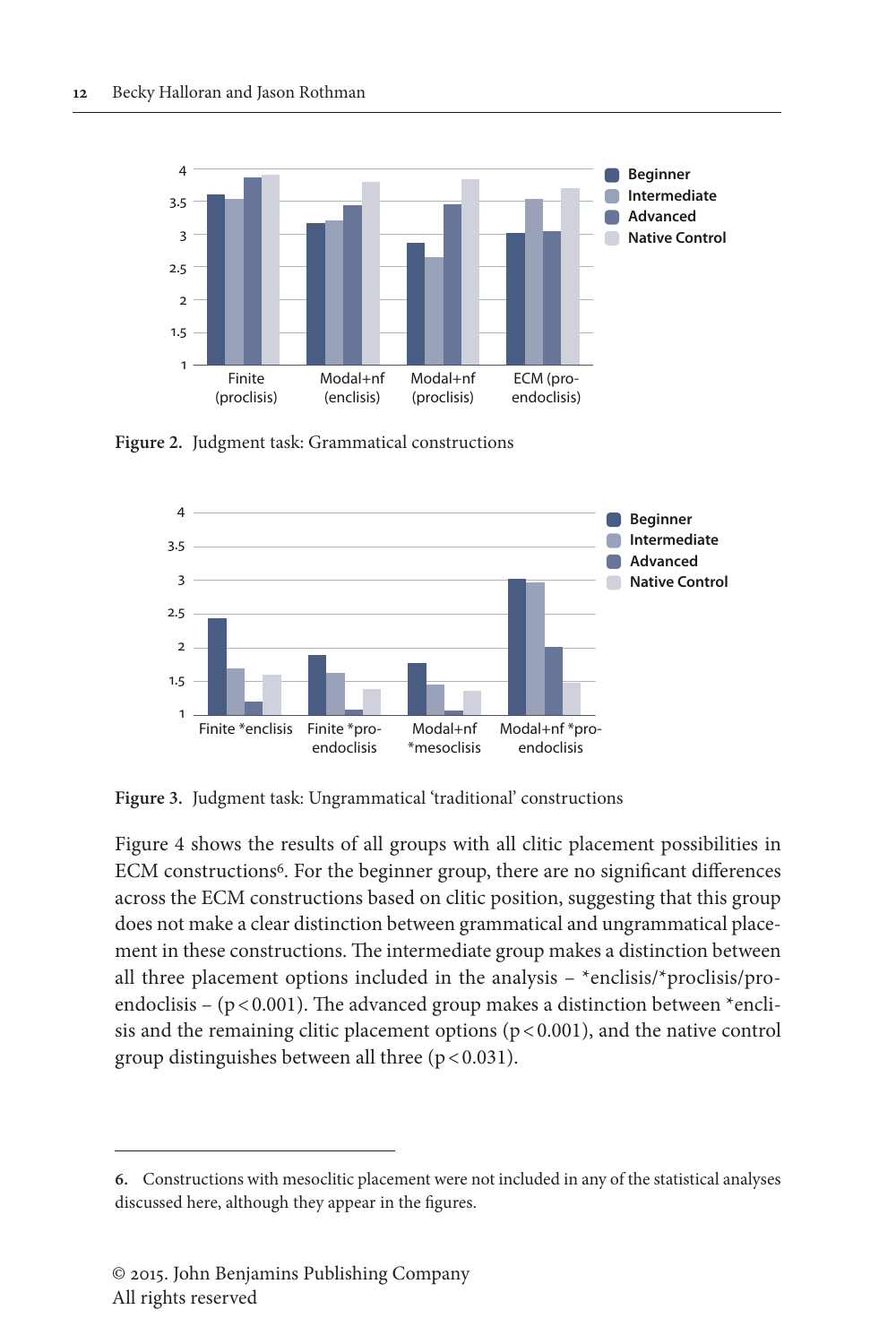Figure 2. Judgment task: Grammatical constructions

Figure 3. Judgment task: Ungrammatical 'traditional' constructions

Figure 4 shows the results of all groups with all clitic placement possibilities in ECM constructions[6]. For the beginner group, there are no significant differences across the ECM constructions based on clitic position, suggesting that this group does not make a clear distinction between grammatical and ungrammatical placement in these constructions. The intermediate group makes a distinction between all three placement options included in the analysis – *enclisis/*proclisis/pro-endoclisis – ($p < 0.001$). The advanced group makes a distinction between *enclisis and the remaining clitic placement options ($p < 0.001$), and the native control group distinguishes between all three ($p < 0.031$).

---

**6.** Constructions with mesoclitic placement were not included in any of the statistical analyses discussed here, although they appear in the figures.

© 2015. John Benjamins Publishing Company
All rights reserved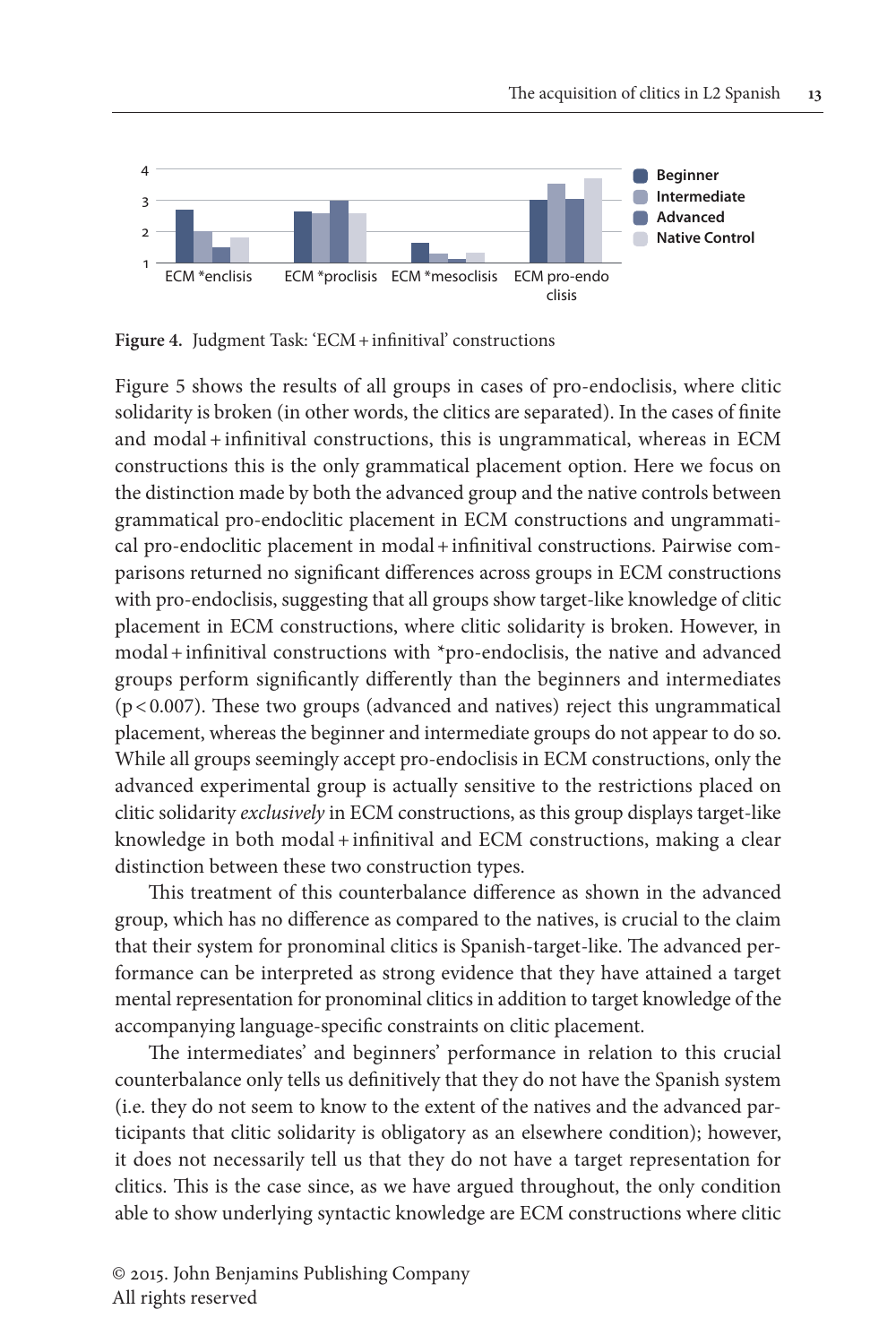Figure 4. Judgment Task: 'ECM + infinitival' constructions

Figure 5 shows the results of all groups in cases of pro-endoclisis, where clitic solidarity is broken (in other words, the clitics are separated). In the cases of finite and modal + infinitival constructions, this is ungrammatical, whereas in ECM constructions this is the only grammatical placement option. Here we focus on the distinction made by both the advanced group and the native controls between grammatical pro-endoclitic placement in ECM constructions and ungrammatical pro-endoclitic placement in modal + infinitival constructions. Pairwise comparisons returned no significant differences across groups in ECM constructions with pro-endoclisis, suggesting that all groups show target-like knowledge of clitic placement in ECM constructions, where clitic solidarity is broken. However, in modal + infinitival constructions with *pro-endoclisis, the native and advanced groups perform significantly differently than the beginners and intermediates ($p < 0.007$). These two groups (advanced and natives) reject this ungrammatical placement, whereas the beginner and intermediate groups do not appear to do so. While all groups seemingly accept pro-endoclisis in ECM constructions, only the advanced experimental group is actually sensitive to the restrictions placed on clitic solidarity *exclusively* in ECM constructions, as this group displays target-like knowledge in both modal + infinitival and ECM constructions, making a clear distinction between these two construction types.

This treatment of this counterbalance difference as shown in the advanced group, which has no difference as compared to the natives, is crucial to the claim that their system for pronominal clitics is Spanish-target-like. The advanced performance can be interpreted as strong evidence that they have attained a target mental representation for pronominal clitics in addition to target knowledge of the accompanying language-specific constraints on clitic placement.

The intermediates' and beginners' performance in relation to this crucial counterbalance only tells us definitively that they do not have the Spanish system (i.e. they do not seem to know to the extent of the natives and the advanced participants that clitic solidarity is obligatory as an elsewhere condition); however, it does not necessarily tell us that they do not have a target representation for clitics. This is the case since, as we have argued throughout, the only condition able to show underlying syntactic knowledge are ECM constructions where clitic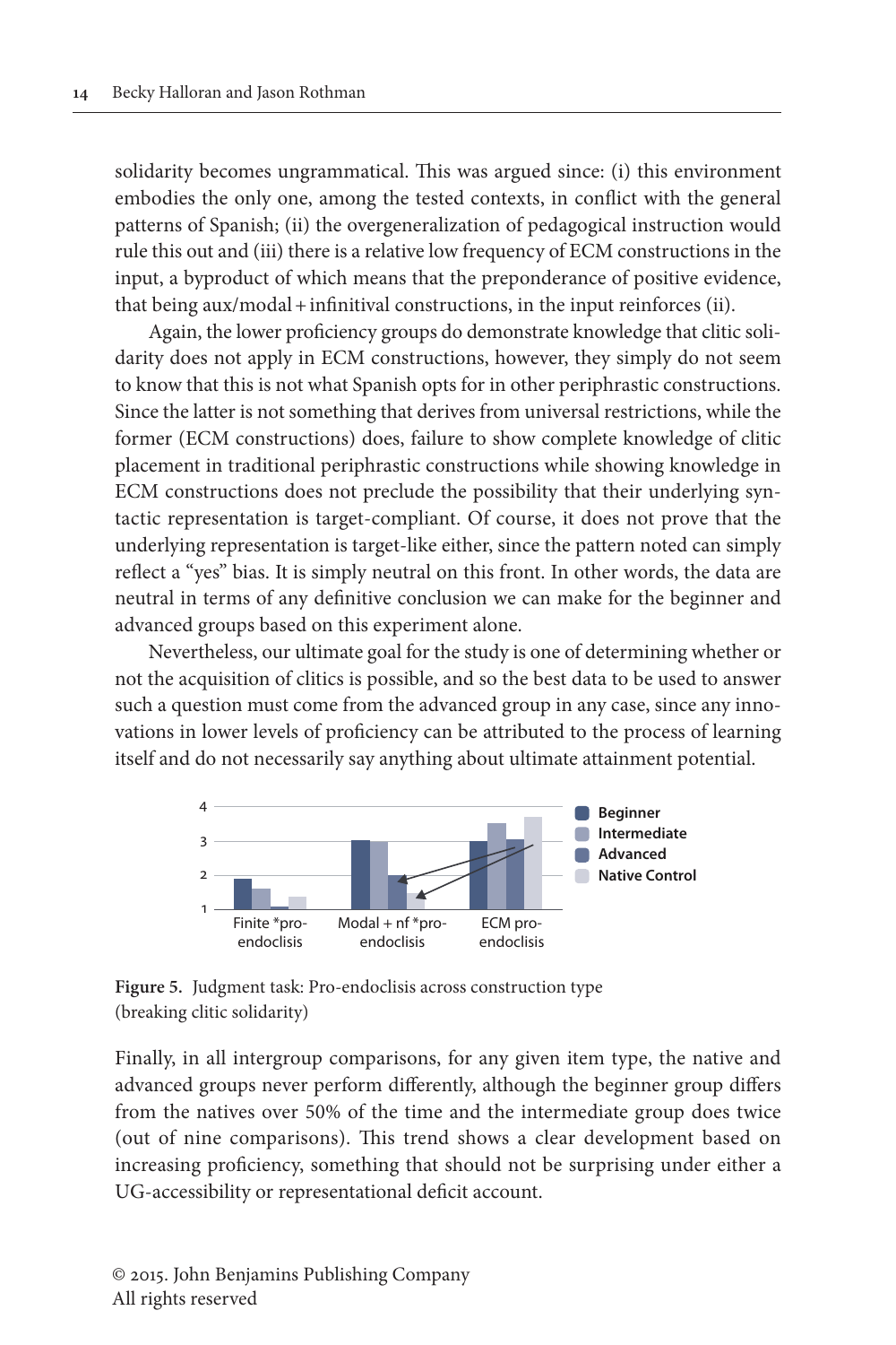solidarity becomes ungrammatical. This was argued since: (i) this environment embodies the only one, among the tested contexts, in conflict with the general patterns of Spanish; (ii) the overgeneralization of pedagogical instruction would rule this out and (iii) there is a relative low frequency of ECM constructions in the input, a byproduct of which means that the preponderance of positive evidence, that being aux/modal + infinitival constructions, in the input reinforces (ii).

Again, the lower proficiency groups do demonstrate knowledge that clitic solidarity does not apply in ECM constructions, however, they simply do not seem to know that this is not what Spanish opts for in other periphrastic constructions. Since the latter is not something that derives from universal restrictions, while the former (ECM constructions) does, failure to show complete knowledge of clitic placement in traditional periphrastic constructions while showing knowledge in ECM constructions does not preclude the possibility that their underlying syntactic representation is target-compliant. Of course, it does not prove that the underlying representation is target-like either, since the pattern noted can simply reflect a "yes" bias. It is simply neutral on this front. In other words, the data are neutral in terms of any definitive conclusion we can make for the beginner and advanced groups based on this experiment alone.

Nevertheless, our ultimate goal for the study is one of determining whether or not the acquisition of clitics is possible, and so the best data to be used to answer such a question must come from the advanced group in any case, since any innovations in lower levels of proficiency can be attributed to the process of learning itself and do not necessarily say anything about ultimate attainment potential.

**Figure 5.** Judgment task: Pro-endoclisis across construction type (breaking clitic solidarity)

Finally, in all intergroup comparisons, for any given item type, the native and advanced groups never perform differently, although the beginner group differs from the natives over 50% of the time and the intermediate group does twice (out of nine comparisons). This trend shows a clear development based on increasing proficiency, something that should not be surprising under either a UG-accessibility or representational deficit account.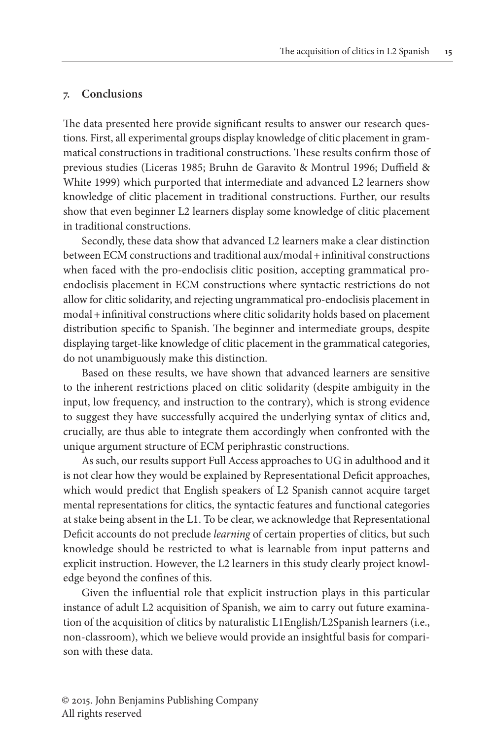## 7. Conclusions

The data presented here provide significant results to answer our research questions. First, all experimental groups display knowledge of clitic placement in grammatical constructions in traditional constructions. These results confirm those of previous studies (Liceras 1985; Bruhn de Garavito & Montrul 1996; Duffield & White 1999) which purported that intermediate and advanced L2 learners show knowledge of clitic placement in traditional constructions. Further, our results show that even beginner L2 learners display some knowledge of clitic placement in traditional constructions.

Secondly, these data show that advanced L2 learners make a clear distinction between ECM constructions and traditional aux/modal + infinitival constructions when faced with the pro-endoclisis clitic position, accepting grammatical pro-endoclisis placement in ECM constructions where syntactic restrictions do not allow for clitic solidarity, and rejecting ungrammatical pro-endoclisis placement in modal + infinitival constructions where clitic solidarity holds based on placement distribution specific to Spanish. The beginner and intermediate groups, despite displaying target-like knowledge of clitic placement in the grammatical categories, do not unambiguously make this distinction.

Based on these results, we have shown that advanced learners are sensitive to the inherent restrictions placed on clitic solidarity (despite ambiguity in the input, low frequency, and instruction to the contrary), which is strong evidence to suggest they have successfully acquired the underlying syntax of clitics and, crucially, are thus able to integrate them accordingly when confronted with the unique argument structure of ECM periphrastic constructions.

As such, our results support Full Access approaches to UG in adulthood and it is not clear how they would be explained by Representational Deficit approaches, which would predict that English speakers of L2 Spanish cannot acquire target mental representations for clitics, the syntactic features and functional categories at stake being absent in the L1. To be clear, we acknowledge that Representational Deficit accounts do not preclude *learning* of certain properties of clitics, but such knowledge should be restricted to what is learnable from input patterns and explicit instruction. However, the L2 learners in this study clearly project knowledge beyond the confines of this.

Given the influential role that explicit instruction plays in this particular instance of adult L2 acquisition of Spanish, we aim to carry out future examination of the acquisition of clitics by naturalistic L1English/L2Spanish learners (i.e., non-classroom), which we believe would provide an insightful basis for comparison with these data.

© 2015. John Benjamins Publishing Company
All rights reserved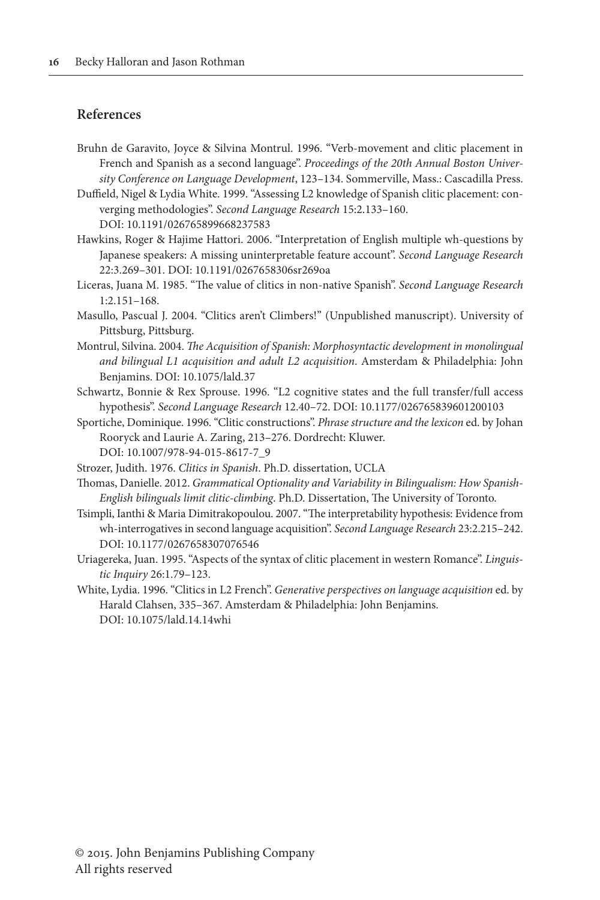## References

Bruhn de Garavito, Joyce & Silvina Montrul. 1996. "Verb-movement and clitic placement in French and Spanish as a second language". *Proceedings of the 20th Annual Boston University Conference on Language Development*, 123–134. Sommerville, Mass.: Cascadilla Press.

Duffield, Nigel & Lydia White. 1999. "Assessing L2 knowledge of Spanish clitic placement: converging methodologies". *Second Language Research* 15:2.133–160. DOI: 10.1191/026765899668237583

Hawkins, Roger & Hajime Hattori. 2006. "Interpretation of English multiple wh-questions by Japanese speakers: A missing uninterpretable feature account". *Second Language Research* 22:3.269–301. DOI: 10.1191/0267658306sr269oa

Liceras, Juana M. 1985. "The value of clitics in non-native Spanish". *Second Language Research* 1:2.151–168.

Masullo, Pascual J. 2004. "Clitics aren't Climbers!" (Unpublished manuscript). University of Pittsburg, Pittsburg.

Montrul, Silvina. 2004. *The Acquisition of Spanish: Morphosyntactic development in monolingual and bilingual L1 acquisition and adult L2 acquisition*. Amsterdam & Philadelphia: John Benjamins. DOI: 10.1075/lald.37

Schwartz, Bonnie & Rex Sprouse. 1996. "L2 cognitive states and the full transfer/full access hypothesis". *Second Language Research* 12.40–72. DOI: 10.1177/026765839601200103

Sportiche, Dominique. 1996. "Clitic constructions". *Phrase structure and the lexicon* ed. by Johan Rooryck and Laurie A. Zaring, 213–276. Dordrecht: Kluwer. DOI: 10.1007/978-94-015-8617-7_9

Strozer, Judith. 1976. *Clitics in Spanish*. Ph.D. dissertation, UCLA

Thomas, Danielle. 2012. *Grammatical Optionality and Variability in Bilingualism: How Spanish-English bilinguals limit clitic-climbing*. Ph.D. Dissertation, The University of Toronto.

Tsimpli, Ianthi & Maria Dimitrakopoulou. 2007. "The interpretability hypothesis: Evidence from wh-interrogatives in second language acquisition". *Second Language Research* 23:2.215–242. DOI: 10.1177/0267658307076546

Uriagereka, Juan. 1995. "Aspects of the syntax of clitic placement in western Romance". *Linguistic Inquiry* 26:1.79–123.

White, Lydia. 1996. "Clitics in L2 French". *Generative perspectives on language acquisition* ed. by Harald Clahsen, 335–367. Amsterdam & Philadelphia: John Benjamins. DOI: 10.1075/lald.14.14whi

© 2015. John Benjamins Publishing Company
All rights reserved